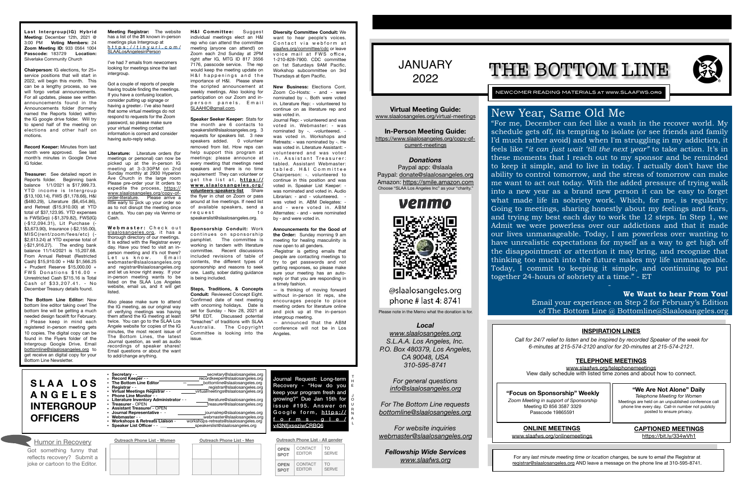# THE BOTTOM LINE

JANUARY 2022

NEWCOMER READING MATERIALS AT WWW.SLAAFWS.ORG

## New Year, Same Old Me

"For me, December can feel like a wash in the recover world. My schedule gets off, its tempting to isolate (or see friends and family I'd much rather avoid) and when I'm struggling in my addiction, it feels like "*it can just wait 'till the next year"* to take action. It's in these moments that I reach out to my sponsor and be reminded to keep it simple, and to live in today. I actually don't have the ability to control tomorrow, and the stress of tomorrow can make me want to act out today. With the added pressure of trying walk into a new year as a brand new person it can be easy to forget what made life in sobriety work. Which, for me, is regularity: Going to meetings, sharing honestly about my feelings and fears, and trying my best each day to work the 12 steps. In Step 1, we Admit we were powerless over our addictions and that it made our lives unmanageable. Today, I am powerless over wanting to have unrealistic expectations for myself as a way to get high off the disappointment or attention it may bring, and recognize that thinking too much into the future makes my life unmanageable. Today, I commit to keeping it simple, and continuing to put together 24-hours of sobriety at a time." - ET

**We Want to hear From You!**
Email your experience on Step 2 for February's Edition of The Bottom Line @ Bottomline@Slaalosangeles.org

**Last Intergroup(IG) Hybrid Meeting:** December 12th, 2021 @ 3:00 PM **Voting Members:** 24 **Zoom Meeting ID:** 933 0564 1004 **Passcode:** 183729 **Location:** Silverlake Community Church

**Chairperson:** IG elections, for 25+ service positions that will start in 2022, will begin this month. This can be a lengthy process, so we will forgo verbal announcements. For all updates, please see written announcements found in the Announcements folder (formerly named the Reports folder) within the IG google drive folder. Will try to spend half of the meeting on elections and other half on motions.

**Record Keeper:** Minutes from last month were approved. See last month's minutes in Google Drive IG folder.

**Treasurer:** See detailed report in Reports folder. Beginning bank balance 1/1/2021 is $17,999.73. YTD income is Intergroup ($13,100.14), FWS ($11,378.66), H&I ($480.29), Literature ($6,454.86), and Retreat ($15,910.00) at YTD total of $37,123.95. YTD expenses is FWS(Grp) (-$1,379.82), FWS(IG) (-$12,094.31), Lit Purchase (-$3,673.90), Insurance (-$2,155.00), MISC(rent/zoom/fees/etc) (-$2,613.24) at YTD expense total of (-$21,916.27). The ending bank balance 11/14/2021 is 15,207.68. From Annual Retreat (Restricted Cash) $15,910.00 + H&I $1,566.25 + Prudent Reserve $15,000.00 + FWS Donations $16.00 + Unrestricted Cash $715.16 is Total Cash of $33,207.41. - No December Treasury details found.

**The Bottom Line Editor:** New bottom line editor taking over! The bottom line will be getting a much needed design facelift for February. :) Please keep in mind each registered in-person meeting gets 10 copies. The digital copy can be found in the Flyers folder of the Intergroup Google Drive. Email bottomline@slaalosangeles.org to get receive an digital copy for your Bottom Line Newsletter.

**Meeting Registrar:** The website has a list of the **31** known in-person meetings plus Intergroup at https://tinyurl.com/SLAALosAngelesinPerson

I've had 7 emails from newcomers looking for meetings since the last intergroup.

Got a couple of reports of people having trouble finding the meetings. If you have a confusing location, consider putting up signage or having a greeter.- I've also heard that some virtual meetings do not respond to requests for the Zoom password, so please make sure your virtual meeting contact information is correct and consider having auto-reply setup.

**Literature:** Literature orders (for meetings or personal) can now be picked up at the in-person IG meeting at 3-3:30PM on 2nd Sunday monthly at 2930 Hyperion Ave Church in the large room Please pre-order your lit orders to expedite the process, https://www.slaalosangeles.org/copy-of-order-literature. Please arrive a little early to pick up your order so as to not disrupt the meeting once it starts. You can pay via Venmo or Cash.

**Webmaster:** Check out slaalosangeles.org, it has a thorough directory of our meetings. It is edited with the Registrar every day. Have you tried to visit an in-person meeting and it's not there? Let us know. Email webmaster@slaalosangeles.org and registrar@slaalosangeles.org and let us know right away. If your in-person meeting wants to be listed on the SLAA Los Angeles website, email us, and it will get listed.

Also please make sure to attend the IG meeting, as our original way of verifying meetings was having them attend the IG meeting at least twice. You can go to the SLAA Los Angele website for copies of the IG minutes, the most recent issue of The Bottom Lines, the latest Journal question, as well as audio recordings of speaker shares! Email questions or about the want to add/change anything.

**H&I Committee:** Suggest individual meetings elect an H&I rep who can attend the committee meeting (anyone can attend!) on Zoom each 2nd Sunday at 2PM right after IG, MTG ID 817 3556 7176, passcode service. The rep would keep the meeting update on H&I happenings and the importance of H&I. Please share the scripted announcement at weekly meetings. Also looking for participation on our Zoom and in-person panels. Email SLAAHIC@gmail.com.

**Speaker Seeker Keeper:** Stats for the month are 6 contacts to speakerslist@slaalosangeles.org. 3 requests for speakers list. 3 new speakers added. 0 volunteer removed from list. How reps can help support this program at meetings: please announce at every meeting that meetings need speakers and there is no time requirement! They can volunteer or get the list at, https://www.slaalosangeles.org/volunteers-speakers-list Share the flyer in chat on Zoom or pass around at live meetings. If need list of available speakers, send a request to speakerslist@slaalosangeles.org.

**Sponsorship Conduit:** Work continues on sponsorship pamphlet. The committee is working in tandem with literature committee. Recent discussions included revisions of table of contents, the different types of sponsorship and reasons to seek one. Lastly, sober dating guidance is being included.

**Steps, Traditions, & Concepts Conduit:** Reviewed Concept Eight. Confirmed date of next meeting with upcoming holidays. Date is set for Sunday - Nov 28, 2021 at 5PM EDT. Discussed potential "breaches" of traditions with SLAA Australia. The Copyright Committee is looking into the issue.

**Diversity Conference Conduit:** We want to hear people's voices. Contact via webform at slaafws.org/committee/cdc or leave voice mail at FWS office, 1-210-828-7900. CDC committee on 1st Saturdays 9AM Pacific. Workshop subcommittee on 3rd Thursdays at 6pm Pacific.

**New Business:** Elections Cont. Zoom Co-Hosts: - and - were nominated by -. Both were voted in. Literature Rep: - volunteered to continue on as literature rep and was voted in.
Journal Rep: - volunteered and was voted in. Webmaster: - was nominated by -. -volunteered. - was voted in. Workshops and Retreats: - was nominated by -. He was voted in. Literature Assistant: - volunteered and was voted in. Assistant Treasurer: tabled. Assistant Webmaster: tabled. H&I Committee Chairperson: -. volunteered to continue in this position and was voted in. Speaker List Keeper: - was nominated and voted in. Audio Librarian: - and - volunteered. - was voted in. ABM Delegates: - and - were voted in. ABM Alternates: - and - were nominated by - and were voted in.

**Announcements for the Good of the Order:** Sunday morning 9 am meeting for healing masculinity is now open to all genders.
-Registrar is getting emails that people are contacting meetings to try to get passwords and not getting responses, so please make sure your meeting has an auto-reply or that you get responses in a timely fashion.
— is thinking of moving forward without in-person lit reps, she encourages people to place meeting orders for literature online and pick up at the in-person intergroup meeting.
— announced that the ABM conference will not be in Los Angeles.

**Virtual Meeting Guide:**
www.slaalosangeles.org/virtual-meetings

**In-Person Meeting Guide:**
https://www.slaalosangeles.org/copy-of-current-meetings

***Donations***
Paypal app: @slaala
Paypal: donate@slaalosangeles.org
Amazon: https://smile.amazon.com
Choose "SLAA Los Angeles Inc" as your "charity."

venmo
@slaalosangeles.org
phone # last 4: 8741

Please note in the Memo what the donation is for.

***Local***
*www.slaalosangeles.org*
*S.L.A.A. Los Angeles, Inc.*
*P.O. Box 480379, Los Angeles, CA 90048, USA*
*310-595-8741*

*For general questions*
*info@slaalosangeles.org*

*For The Bottom Line requests*
*bottomline@slaalosangeles.org*

*For website inquiries*
*webmaster@slaalosangeles.org*

***Fellowship Wide Services***
*www.slaafws.org*

## INSPIRATION LINES

*Call for 24/7 relief to listen and be inspired by recorded Speaker of the week for 6-minutes at 215-574-2120 and/or for 20-minutes at 215-574-2121.*

## TELEPHONE MEETINGS

www.slaafws.org/telephonemeetings
View daily schedule with listed time zones and about how to connect.

**"Focus on Sponsorship" Weekly**
*Zoom Meeting in support of Sponsorship*
Meeting ID 856 3587 3329
Passcode 19865591

**"We Are Not Alone" Daily**
*Telephone Meeting for Women*
Meetings are held on an unpublished conference call phone line every day. Call-in number not publicly posted to ensure privacy.

**ONLINE MEETINGS**
www.slaafws.org/onlinemeetings

**CAPTIONED MEETINGS**
https://bit.ly/334wVh1

For any *last minute meeting time or location changes*, be sure to *email the* Registrar at registrar@slaalosangeles.org AND leave a message on the phone line at 310-595-8741.

## SLAA LOS ANGELES INTERGROUP OFFICERS

- **Secretary** - - secretary@slaalosangeles.org
- **Record Keeper** - - recordkeeper@slaalosangeles.org
- **The Bottom Line Editor** – bottomline@slaalosangeles.org
- **Registrar** - - registrar@slaalosangeles.org
- **Virtual Meetings Registrar** - - virtualmeetings@slaalosangeles.org
- **Phone Line Monitor** - -
- **Literature Inventory Administrator** - - literature@slaalosangeles.org
- **Treasurer** - OPEN treasurer@slaalosangeles.org
- **Assistant Treasurer** - OPEN
- **Journal Representative** - - journalrep@slaalosangeles.org
- **Webmaster** - webmaster@slaalosangeles.org
- **Workshops & Retreats Liaison** - workshops-retreats@slaalosangeles.org
- **Speaker List Officer** - - speakerslist@slaalosangeles.org

**THE JOURNAL**

Journal Request: Long-term Recovery - "How do you keep your program fresh and growing?" Due Jan 15th for issue #195. Answer on Google form, https://forms.gle/v43NfjxseziwCRBQ6

### Humor in Recovery

Got something funny that reflects recovery? Submit a joke or cartoon to the Editor.

**Outreach Phone List - Women**

**Outreach Phone List - Men**

**Outreach Phone List - All gender**

| | | |
|---|---|---|
| OPEN SPOT | CONTACT EDITOR | TO SERVE |
| OPEN SPOT | CONTACT EDITOR | TO SERVE |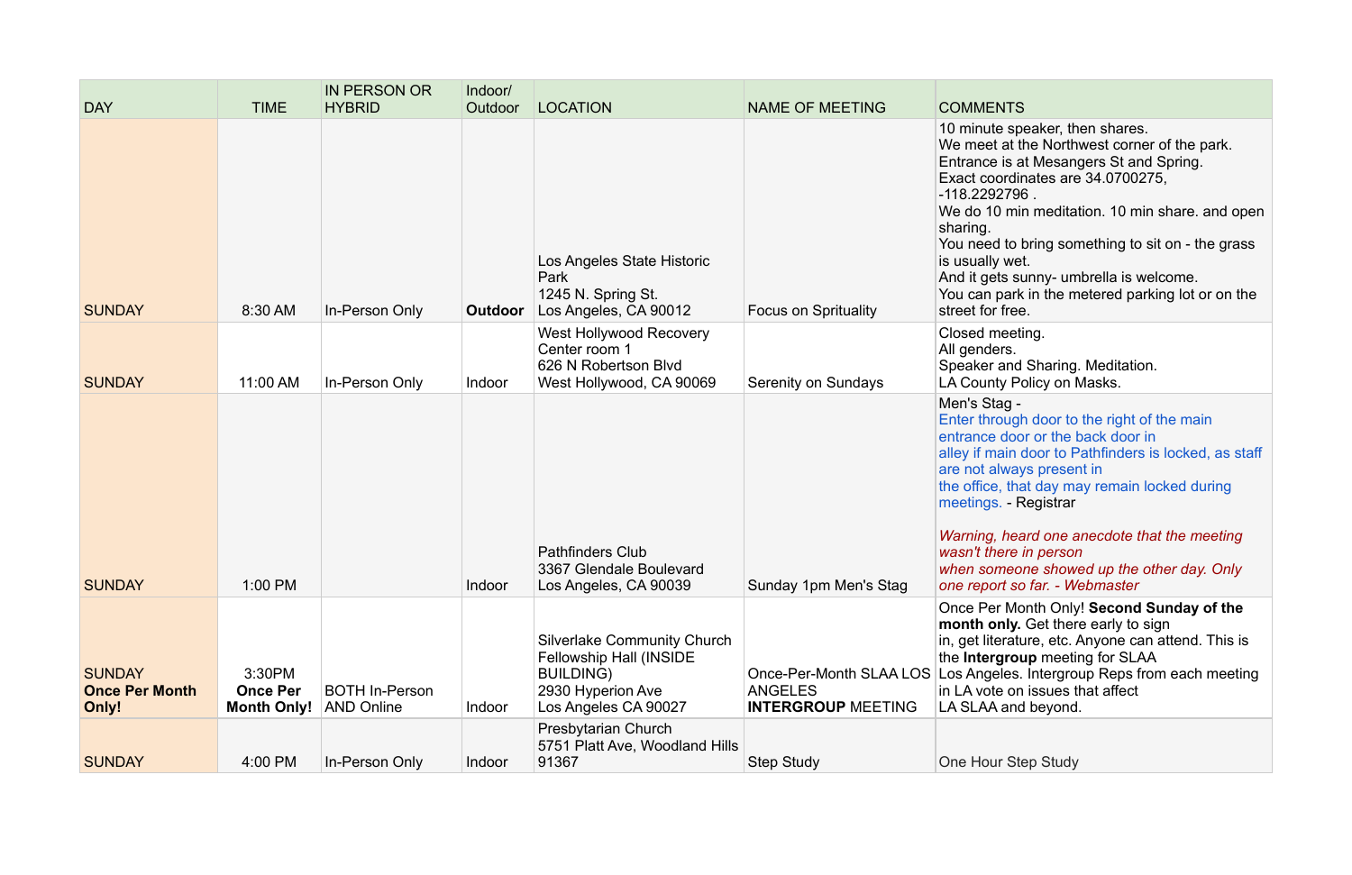| DAY | TIME | IN PERSON OR HYBRID | Indoor/ Outdoor | LOCATION | NAME OF MEETING | COMMENTS |
|---|---|---|---|---|---|---|
| SUNDAY | 8:30 AM | In-Person Only | **Outdoor** | Los Angeles State Historic Park<br>1245 N. Spring St.<br>Los Angeles, CA 90012 | Focus on Sprituality | 10 minute speaker, then shares.<br>We meet at the Northwest corner of the park. Entrance is at Mesangers St and Spring. Exact coordinates are 34.0700275, -118.2292796 .<br>We do 10 min meditation. 10 min share. and open sharing.<br>You need to bring something to sit on - the grass is usually wet.<br>And it gets sunny- umbrella is welcome.<br>You can park in the metered parking lot or on the street for free. |
| SUNDAY | 11:00 AM | In-Person Only | Indoor | West Hollywood Recovery Center room 1<br>626 N Robertson Blvd<br>West Hollywood, CA 90069 | Serenity on Sundays | Closed meeting.<br>All genders.<br>Speaker and Sharing. Meditation.<br>LA County Policy on Masks. |
| SUNDAY | 1:00 PM | | Indoor | Pathfinders Club<br>3367 Glendale Boulevard<br>Los Angeles, CA 90039 | Sunday 1pm Men's Stag | Men's Stag -<br>Enter through door to the right of the main entrance door or the back door in alley if main door to Pathfinders is locked, as staff are not always present in the office, that day may remain locked during meetings. - Registrar<br><br>*Warning, heard one anecdote that the meeting wasn't there in person when someone showed up the other day. Only one report so far. - Webmaster* |
| SUNDAY<br>**Once Per Month Only!** | 3:30PM<br>**Once Per Month Only!** | BOTH In-Person AND Online | Indoor | Silverlake Community Church Fellowship Hall (INSIDE BUILDING)<br>2930 Hyperion Ave<br>Los Angeles CA 90027 | Once-Per-Month SLAA LOS ANGELES **INTERGROUP** MEETING | Once Per Month Only! **Second Sunday of the month only.** Get there early to sign in, get literature, etc. Anyone can attend. This is the **Intergroup** meeting for SLAA Los Angeles. Intergroup Reps from each meeting in LA vote on issues that affect LA SLAA and beyond. |
| SUNDAY | 4:00 PM | In-Person Only | Indoor | Presbytarian Church<br>5751 Platt Ave, Woodland Hills 91367 | Step Study | One Hour Step Study |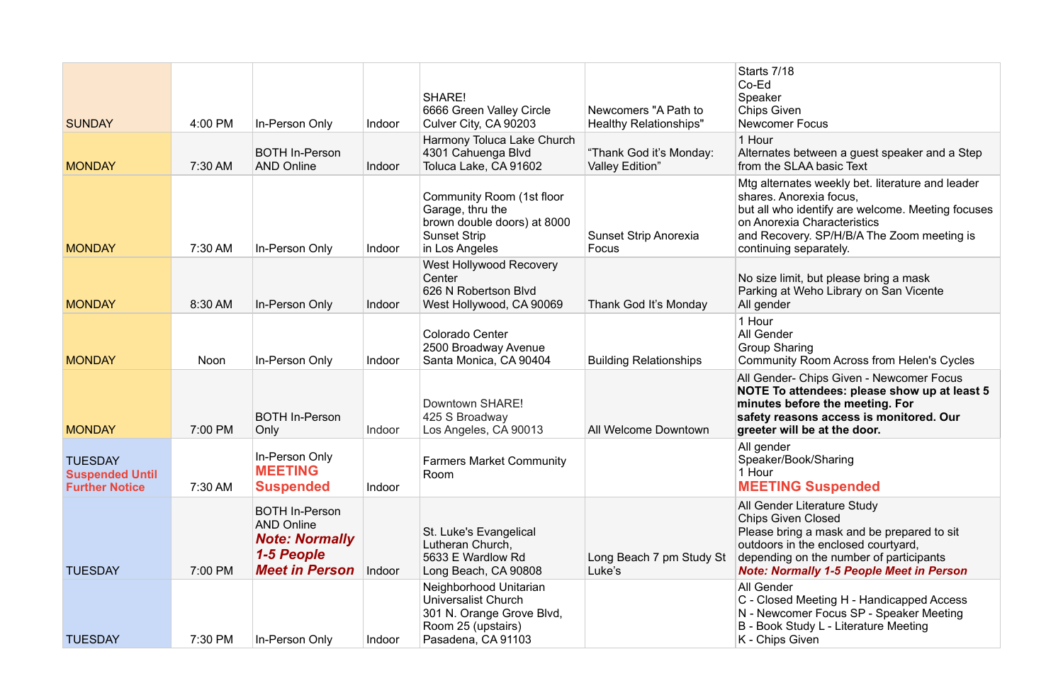| | | | | | | |
|---|---|---|---|---|---|---|
| SUNDAY | 4:00 PM | In-Person Only | Indoor | SHARE!<br>6666 Green Valley Circle<br>Culver City, CA 90203 | Newcomers "A Path to Healthy Relationships" | Starts 7/18<br>Co-Ed<br>Speaker<br>Chips Given<br>Newcomer Focus |
| MONDAY | 7:30 AM | BOTH In-Person AND Online | Indoor | Harmony Toluca Lake Church<br>4301 Cahuenga Blvd<br>Toluca Lake, CA 91602 | "Thank God it's Monday: Valley Edition" | 1 Hour<br>Alternates between a guest speaker and a Step from the SLAA basic Text |
| MONDAY | 7:30 AM | In-Person Only | Indoor | Community Room (1st floor Garage, thru the brown double doors) at 8000 Sunset Strip in Los Angeles | Sunset Strip Anorexia Focus | Mtg alternates weekly bet. literature and leader shares. Anorexia focus, but all who identify are welcome. Meeting focuses on Anorexia Characteristics and Recovery. SP/H/B/A The Zoom meeting is continuing separately. |
| MONDAY | 8:30 AM | In-Person Only | Indoor | West Hollywood Recovery Center<br>626 N Robertson Blvd<br>West Hollywood, CA 90069 | Thank God It's Monday | No size limit, but please bring a mask<br>Parking at Weho Library on San Vicente<br>All gender |
| MONDAY | Noon | In-Person Only | Indoor | Colorado Center<br>2500 Broadway Avenue<br>Santa Monica, CA 90404 | Building Relationships | 1 Hour<br>All Gender<br>Group Sharing<br>Community Room Across from Helen's Cycles |
| MONDAY | 7:00 PM | BOTH In-Person Only | Indoor | Downtown SHARE!<br>425 S Broadway<br>Los Angeles, CA 90013 | All Welcome Downtown | All Gender- Chips Given - Newcomer Focus<br>**NOTE To attendees: please show up at least 5 minutes before the meeting. For safety reasons access is monitored. Our greeter will be at the door.** |
| TUESDAY<br>**Suspended Until Further Notice** | 7:30 AM | In-Person Only<br>**MEETING Suspended** | Indoor | Farmers Market Community Room | | All gender<br>Speaker/Book/Sharing<br>1 Hour<br>**MEETING Suspended** |
| TUESDAY | 7:00 PM | BOTH In-Person AND Online<br>***Note: Normally 1-5 People Meet in Person*** | Indoor | St. Luke's Evangelical Lutheran Church,<br>5633 E Wardlow Rd<br>Long Beach, CA 90808 | Long Beach 7 pm Study St Luke's | All Gender Literature Study<br>Chips Given Closed<br>Please bring a mask and be prepared to sit outdoors in the enclosed courtyard, depending on the number of participants<br>***Note: Normally 1-5 People Meet in Person*** |
| TUESDAY | 7:30 PM | In-Person Only | Indoor | Neighborhood Unitarian Universalist Church<br>301 N. Orange Grove Blvd,<br>Room 25 (upstairs)<br>Pasadena, CA 91103 | | All Gender<br>C - Closed Meeting H - Handicapped Access<br>N - Newcomer Focus SP - Speaker Meeting<br>B - Book Study L - Literature Meeting<br>K - Chips Given |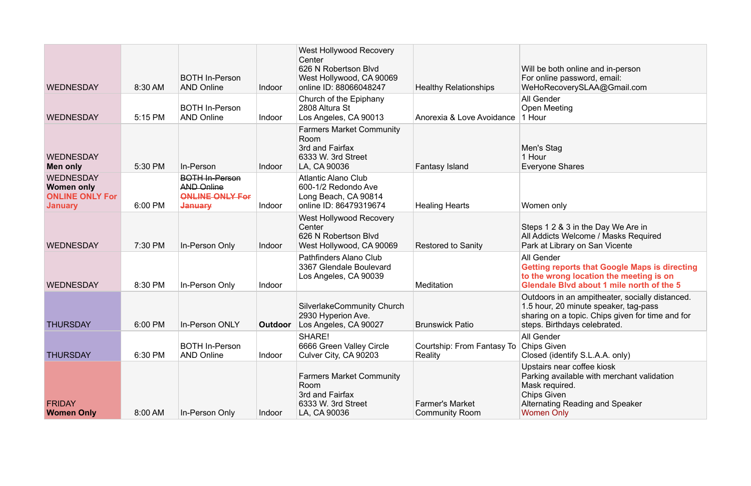| | | | | | | |
|---|---|---|---|---|---|---|
| WEDNESDAY | 8:30 AM | BOTH In-Person AND Online | Indoor | West Hollywood Recovery Center<br>626 N Robertson Blvd<br>West Hollywood, CA 90069<br>online ID: 88066048247 | Healthy Relationships | Will be both online and in-person<br>For online password, email:<br>WeHoRecoverySLAA@Gmail.com |
| WEDNESDAY | 5:15 PM | BOTH In-Person AND Online | Indoor | Church of the Epiphany<br>2808 Altura St<br>Los Angeles, CA 90013 | Anorexia & Love Avoidance | All Gender<br>Open Meeting<br>1 Hour |
| WEDNESDAY<br>**Men only** | 5:30 PM | In-Person | Indoor | Farmers Market Community Room<br>3rd and Fairfax<br>6333 W. 3rd Street<br>LA, CA 90036 | Fantasy Island | Men's Stag<br>1 Hour<br>Everyone Shares |
| WEDNESDAY<br>**Women only**<br>**ONLINE ONLY For January** | 6:00 PM | ~~BOTH In-Person AND Online~~<br>~~**ONLINE ONLY For January**~~ | Indoor | Atlantic Alano Club<br>600-1/2 Redondo Ave<br>Long Beach, CA 90814<br>online ID: 86479319674 | Healing Hearts | Women only |
| WEDNESDAY | 7:30 PM | In-Person Only | Indoor | West Hollywood Recovery Center<br>626 N Robertson Blvd<br>West Hollywood, CA 90069 | Restored to Sanity | Steps 1 2 & 3 in the Day We Are in<br>All Addicts Welcome / Masks Required<br>Park at Library on San Vicente |
| WEDNESDAY | 8:30 PM | In-Person Only | Indoor | Pathfinders Alano Club<br>3367 Glendale Boulevard<br>Los Angeles, CA 90039 | Meditation | All Gender<br>**Getting reports that Google Maps is directing to the wrong location the meeting is on Glendale Blvd about 1 mile north of the 5** |
| THURSDAY | 6:00 PM | In-Person ONLY | **Outdoor** | SilverlakeCommunity Church<br>2930 Hyperion Ave.<br>Los Angeles, CA 90027 | Brunswick Patio | Outdoors in an ampitheater, socially distanced.<br>1.5 hour, 20 minute speaker, tag-pass sharing on a topic. Chips given for time and for steps. Birthdays celebrated. |
| THURSDAY | 6:30 PM | BOTH In-Person AND Online | Indoor | SHARE!<br>6666 Green Valley Circle<br>Culver City, CA 90203 | Courtship: From Fantasy To Reality | All Gender<br>Chips Given<br>Closed (identify S.L.A.A. only) |
| FRIDAY<br>**Women Only** | 8:00 AM | In-Person Only | Indoor | Farmers Market Community Room<br>3rd and Fairfax<br>6333 W. 3rd Street<br>LA, CA 90036 | Farmer's Market Community Room | Upstairs near coffee kiosk<br>Parking available with merchant validation<br>Mask required.<br>Chips Given<br>Alternating Reading and Speaker<br>Women Only |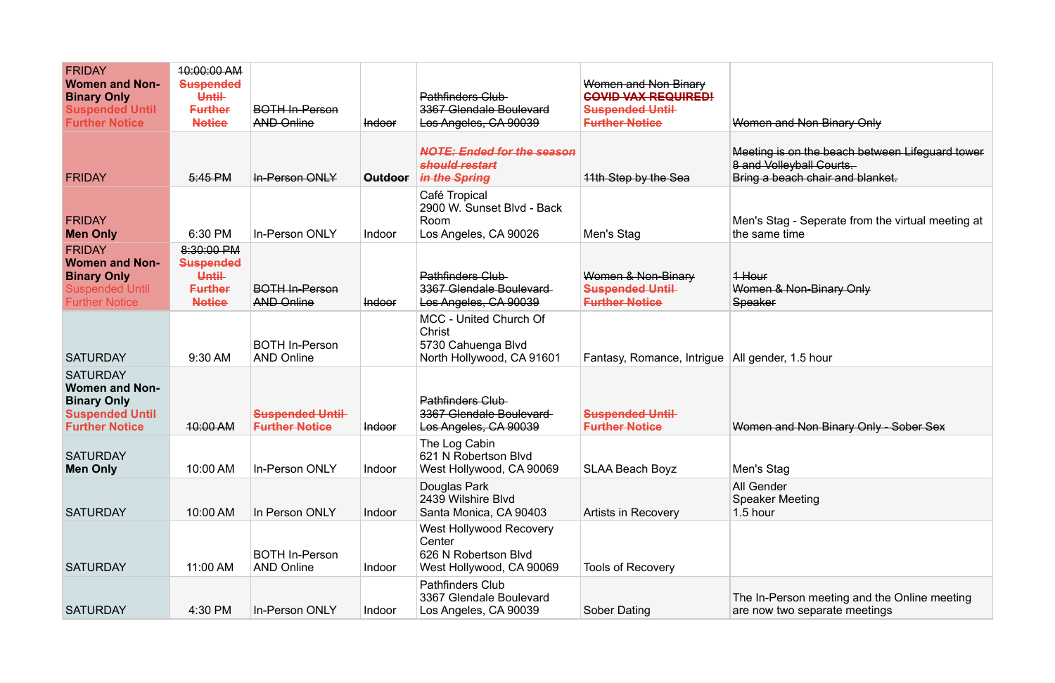| | | | | | | |
|---|---|---|---|---|---|---|
| FRIDAY **Women and Non-Binary Only** **Suspended Until Further Notice** | ~~10:00:00 AM~~ ~~**Suspended Until Further Notice**~~ | ~~BOTH In-Person AND Online~~ | ~~Indoor~~ | ~~Pathfinders Club 3367 Glendale Boulevard Los Angeles, CA 90039~~ | ~~Women and Non Binary~~ ~~**COVID VAX REQUIRED!**~~ ~~**Suspended Until Further Notice**~~ | ~~Women and Non Binary Only~~ |
| FRIDAY | ~~5:45 PM~~ | ~~In-Person ONLY~~ | ~~**Outdoor**~~ | ~~***NOTE: Ended for the season should restart in the Spring***~~ | ~~11th Step by the Sea~~ | ~~Meeting is on the beach between Lifeguard tower 8 and Volleyball Courts. Bring a beach chair and blanket.~~ |
| FRIDAY **Men Only** | 6:30 PM | In-Person ONLY | Indoor | Café Tropical 2900 W. Sunset Blvd - Back Room Los Angeles, CA 90026 | Men's Stag | Men's Stag - Seperate from the virtual meeting at the same time |
| FRIDAY **Women and Non-Binary Only** Suspended Until Further Notice | ~~8:30:00 PM~~ ~~**Suspended Until Further Notice**~~ | ~~BOTH In-Person AND Online~~ | ~~Indoor~~ | ~~Pathfinders Club 3367 Glendale Boulevard Los Angeles, CA 90039~~ | ~~Women & Non-Binary~~ ~~**Suspended Until Further Notice**~~ | ~~1 Hour Women & Non-Binary Only Speaker~~ |
| SATURDAY | 9:30 AM | BOTH In-Person AND Online | | MCC - United Church Of Christ 5730 Cahuenga Blvd North Hollywood, CA 91601 | Fantasy, Romance, Intrigue | All gender, 1.5 hour |
| SATURDAY **Women and Non-Binary Only** **Suspended Until Further Notice** | ~~10:00 AM~~ | ~~**Suspended Until Further Notice**~~ | ~~Indoor~~ | ~~Pathfinders Club 3367 Glendale Boulevard Los Angeles, CA 90039~~ | ~~**Suspended Until Further Notice**~~ | ~~Women and Non Binary Only - Sober Sex~~ |
| SATURDAY **Men Only** | 10:00 AM | In-Person ONLY | Indoor | The Log Cabin 621 N Robertson Blvd West Hollywood, CA 90069 | SLAA Beach Boyz | Men's Stag |
| SATURDAY | 10:00 AM | In Person ONLY | Indoor | Douglas Park 2439 Wilshire Blvd Santa Monica, CA 90403 | Artists in Recovery | All Gender Speaker Meeting 1.5 hour |
| SATURDAY | 11:00 AM | BOTH In-Person AND Online | Indoor | West Hollywood Recovery Center 626 N Robertson Blvd West Hollywood, CA 90069 | Tools of Recovery | |
| SATURDAY | 4:30 PM | In-Person ONLY | Indoor | Pathfinders Club 3367 Glendale Boulevard Los Angeles, CA 90039 | Sober Dating | The In-Person meeting and the Online meeting are now two separate meetings |